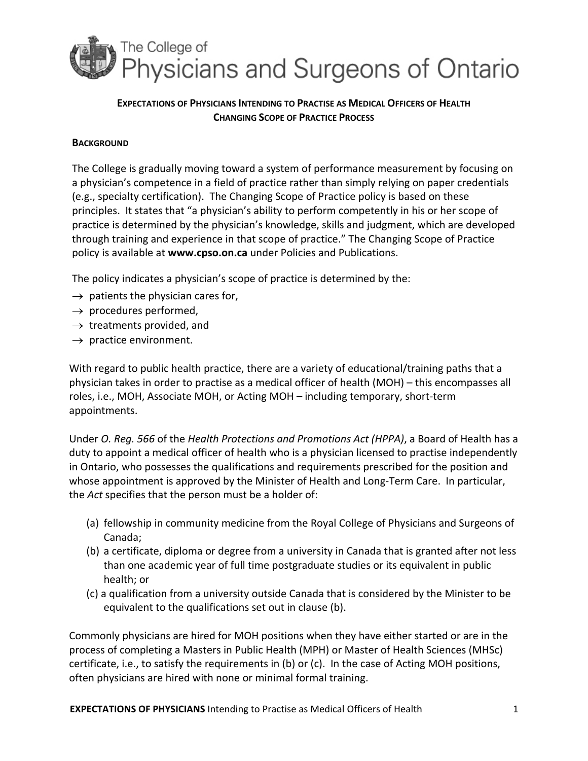# The College of Physicians and Surgeons of Ontario

## EXPECTATIONS OF PHYSICIANS INTENDING TO PRACTISE AS MEDICAL OFFICERS OF HEALTH
## CHANGING SCOPE OF PRACTICE PROCESS

### BACKGROUND

The College is gradually moving toward a system of performance measurement by focusing on a physician's competence in a field of practice rather than simply relying on paper credentials (e.g., specialty certification). The Changing Scope of Practice policy is based on these principles. It states that "a physician's ability to perform competently in his or her scope of practice is determined by the physician's knowledge, skills and judgment, which are developed through training and experience in that scope of practice." The Changing Scope of Practice policy is available at **www.cpso.on.ca** under Policies and Publications.

The policy indicates a physician's scope of practice is determined by the:

→ patients the physician cares for,
→ procedures performed,
→ treatments provided, and
→ practice environment.

With regard to public health practice, there are a variety of educational/training paths that a physician takes in order to practise as a medical officer of health (MOH) – this encompasses all roles, i.e., MOH, Associate MOH, or Acting MOH – including temporary, short-term appointments.

Under *O. Reg. 566* of the *Health Protections and Promotions Act (HPPA)*, a Board of Health has a duty to appoint a medical officer of health who is a physician licensed to practise independently in Ontario, who possesses the qualifications and requirements prescribed for the position and whose appointment is approved by the Minister of Health and Long-Term Care. In particular, the *Act* specifies that the person must be a holder of:

(a) fellowship in community medicine from the Royal College of Physicians and Surgeons of Canada;
(b) a certificate, diploma or degree from a university in Canada that is granted after not less than one academic year of full time postgraduate studies or its equivalent in public health; or
(c) a qualification from a university outside Canada that is considered by the Minister to be equivalent to the qualifications set out in clause (b).

Commonly physicians are hired for MOH positions when they have either started or are in the process of completing a Masters in Public Health (MPH) or Master of Health Sciences (MHSc) certificate, i.e., to satisfy the requirements in (b) or (c). In the case of Acting MOH positions, often physicians are hired with none or minimal formal training.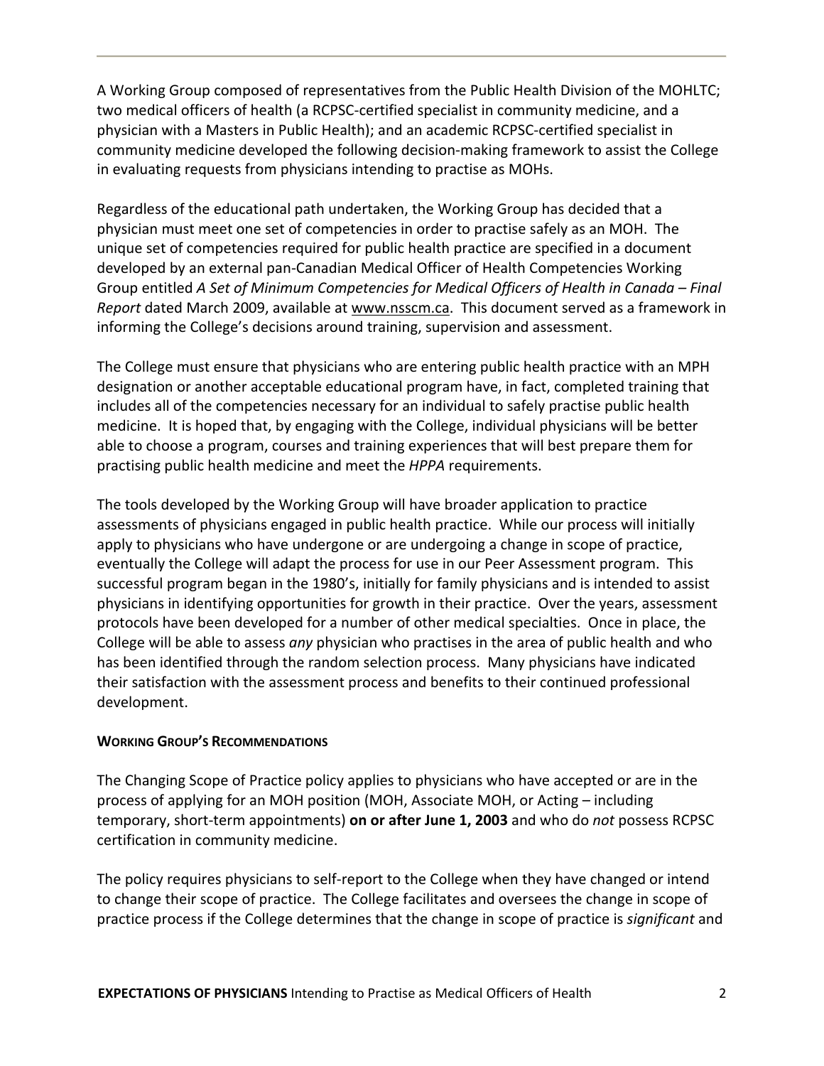A Working Group composed of representatives from the Public Health Division of the MOHLTC; two medical officers of health (a RCPSC-certified specialist in community medicine, and a physician with a Masters in Public Health); and an academic RCPSC-certified specialist in community medicine developed the following decision-making framework to assist the College in evaluating requests from physicians intending to practise as MOHs.

Regardless of the educational path undertaken, the Working Group has decided that a physician must meet one set of competencies in order to practise safely as an MOH. The unique set of competencies required for public health practice are specified in a document developed by an external pan-Canadian Medical Officer of Health Competencies Working Group entitled *A Set of Minimum Competencies for Medical Officers of Health in Canada – Final Report* dated March 2009, available at www.nsscm.ca. This document served as a framework in informing the College's decisions around training, supervision and assessment.

The College must ensure that physicians who are entering public health practice with an MPH designation or another acceptable educational program have, in fact, completed training that includes all of the competencies necessary for an individual to safely practise public health medicine. It is hoped that, by engaging with the College, individual physicians will be better able to choose a program, courses and training experiences that will best prepare them for practising public health medicine and meet the *HPPA* requirements.

The tools developed by the Working Group will have broader application to practice assessments of physicians engaged in public health practice. While our process will initially apply to physicians who have undergone or are undergoing a change in scope of practice, eventually the College will adapt the process for use in our Peer Assessment program. This successful program began in the 1980's, initially for family physicians and is intended to assist physicians in identifying opportunities for growth in their practice. Over the years, assessment protocols have been developed for a number of other medical specialties. Once in place, the College will be able to assess *any* physician who practises in the area of public health and who has been identified through the random selection process. Many physicians have indicated their satisfaction with the assessment process and benefits to their continued professional development.

#### WORKING GROUP'S RECOMMENDATIONS

The Changing Scope of Practice policy applies to physicians who have accepted or are in the process of applying for an MOH position (MOH, Associate MOH, or Acting – including temporary, short-term appointments) **on or after June 1, 2003** and who do *not* possess RCPSC certification in community medicine.

The policy requires physicians to self-report to the College when they have changed or intend to change their scope of practice. The College facilitates and oversees the change in scope of practice process if the College determines that the change in scope of practice is *significant* and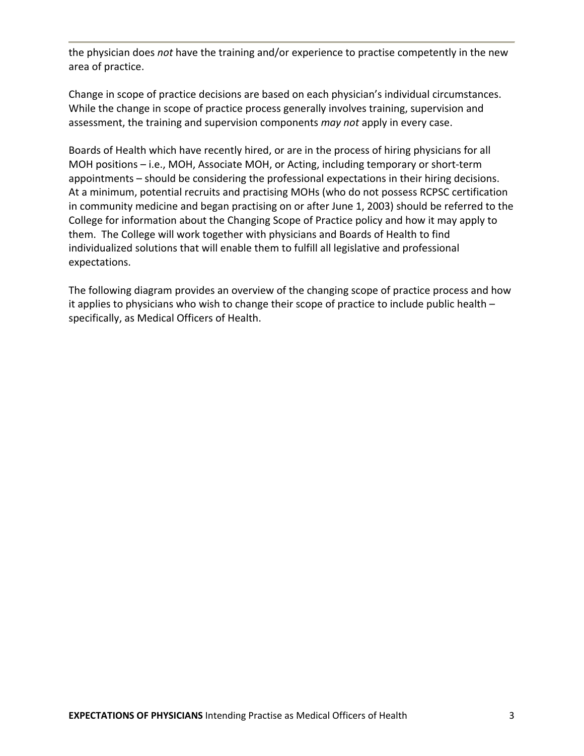the physician does *not* have the training and/or experience to practise competently in the new area of practice.

Change in scope of practice decisions are based on each physician's individual circumstances. While the change in scope of practice process generally involves training, supervision and assessment, the training and supervision components *may not* apply in every case.

Boards of Health which have recently hired, or are in the process of hiring physicians for all MOH positions – i.e., MOH, Associate MOH, or Acting, including temporary or short-term appointments – should be considering the professional expectations in their hiring decisions. At a minimum, potential recruits and practising MOHs (who do not possess RCPSC certification in community medicine and began practising on or after June 1, 2003) should be referred to the College for information about the Changing Scope of Practice policy and how it may apply to them. The College will work together with physicians and Boards of Health to find individualized solutions that will enable them to fulfill all legislative and professional expectations.

The following diagram provides an overview of the changing scope of practice process and how it applies to physicians who wish to change their scope of practice to include public health – specifically, as Medical Officers of Health.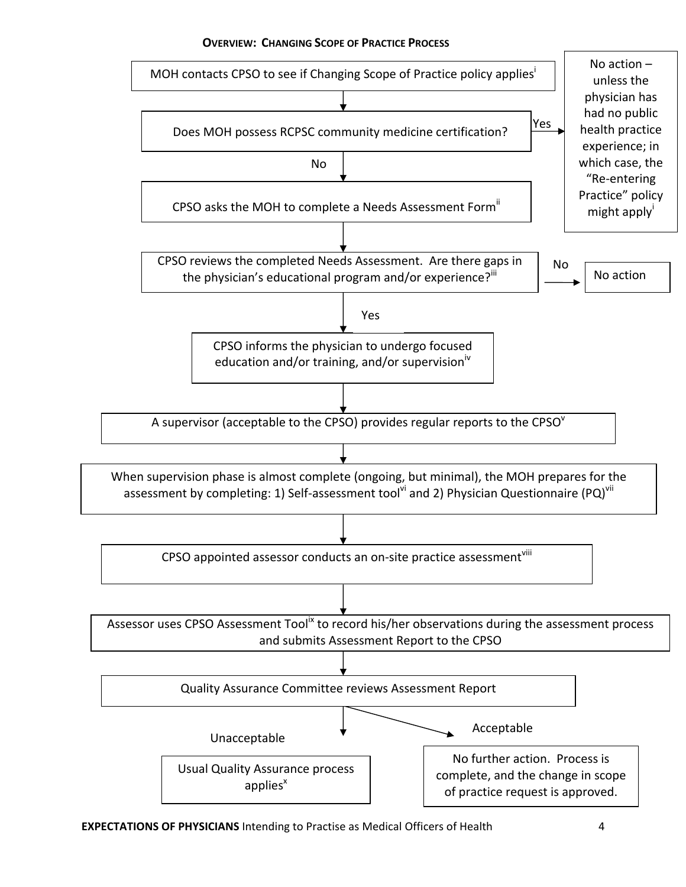**OVERVIEW: CHANGING SCOPE OF PRACTICE PROCESS**

MOH contacts CPSO to see if Changing Scope of Practice policy applies[i]

↓

Does MOH possess RCPSC community medicine certification?

- **Yes** → No action – unless the physician has had no public health practice experience; in which case, the "Re-entering Practice" policy might apply[i]
- **No** ↓

CPSO asks the MOH to complete a Needs Assessment Form[ii]

↓

CPSO reviews the completed Needs Assessment. Are there gaps in the physician's educational program and/or experience?[iii]

- **No** → No action
- **Yes** ↓

CPSO informs the physician to undergo focused education and/or training, and/or supervision[iv]

↓

A supervisor (acceptable to the CPSO) provides regular reports to the CPSO[v]

↓

When supervision phase is almost complete (ongoing, but minimal), the MOH prepares for the assessment by completing: 1) Self-assessment tool[vi] and 2) Physician Questionnaire (PQ)[vii]

↓

CPSO appointed assessor conducts an on-site practice assessment[viii]

↓

Assessor uses CPSO Assessment Tool[ix] to record his/her observations during the assessment process and submits Assessment Report to the CPSO

↓

Quality Assurance Committee reviews Assessment Report

- **Unacceptable** → Usual Quality Assurance process applies[x]
- **Acceptable** → No further action. Process is complete, and the change in scope of practice request is approved.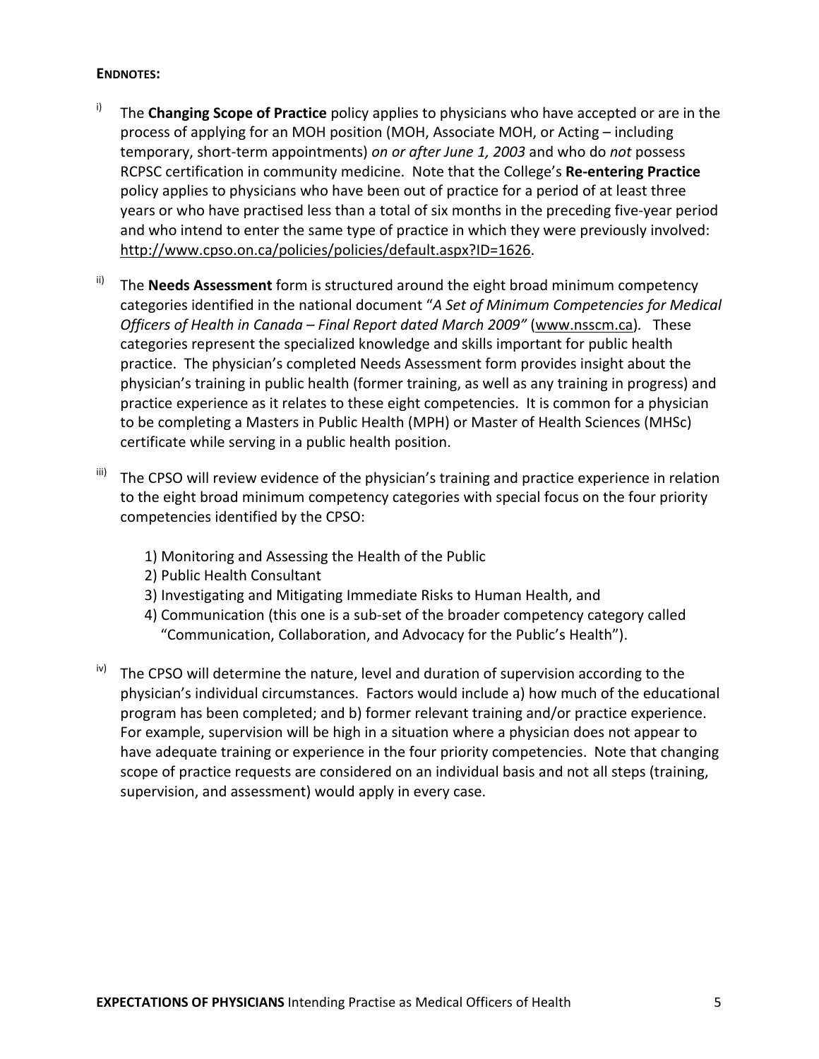**ENDNOTES:**

i) The **Changing Scope of Practice** policy applies to physicians who have accepted or are in the process of applying for an MOH position (MOH, Associate MOH, or Acting – including temporary, short-term appointments) *on or after June 1, 2003* and who do *not* possess RCPSC certification in community medicine. Note that the College's **Re-entering Practice** policy applies to physicians who have been out of practice for a period of at least three years or who have practised less than a total of six months in the preceding five-year period and who intend to enter the same type of practice in which they were previously involved: http://www.cpso.on.ca/policies/policies/default.aspx?ID=1626.

ii) The **Needs Assessment** form is structured around the eight broad minimum competency categories identified in the national document "*A Set of Minimum Competencies for Medical Officers of Health in Canada – Final Report dated March 2009*" (www.nsscm.ca). These categories represent the specialized knowledge and skills important for public health practice. The physician's completed Needs Assessment form provides insight about the physician's training in public health (former training, as well as any training in progress) and practice experience as it relates to these eight competencies. It is common for a physician to be completing a Masters in Public Health (MPH) or Master of Health Sciences (MHSc) certificate while serving in a public health position.

iii) The CPSO will review evidence of the physician's training and practice experience in relation to the eight broad minimum competency categories with special focus on the four priority competencies identified by the CPSO:

1) Monitoring and Assessing the Health of the Public
2) Public Health Consultant
3) Investigating and Mitigating Immediate Risks to Human Health, and
4) Communication (this one is a sub-set of the broader competency category called "Communication, Collaboration, and Advocacy for the Public's Health").

iv) The CPSO will determine the nature, level and duration of supervision according to the physician's individual circumstances. Factors would include a) how much of the educational program has been completed; and b) former relevant training and/or practice experience. For example, supervision will be high in a situation where a physician does not appear to have adequate training or experience in the four priority competencies. Note that changing scope of practice requests are considered on an individual basis and not all steps (training, supervision, and assessment) would apply in every case.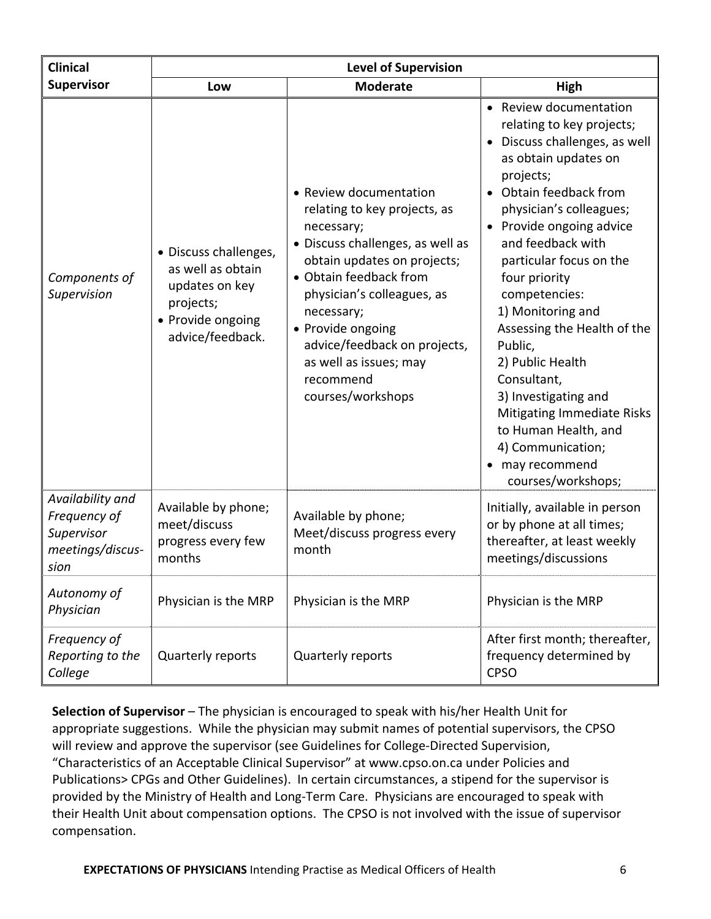| Clinical Supervisor | Level of Supervision | | |
|---|---|---|---|
| | **Low** | **Moderate** | **High** |
| *Components of Supervision* | • Discuss challenges, as well as obtain updates on key projects;<br>• Provide ongoing advice/feedback. | • Review documentation relating to key projects, as necessary;<br>• Discuss challenges, as well as obtain updates on projects;<br>• Obtain feedback from physician's colleagues, as necessary;<br>• Provide ongoing advice/feedback on projects, as well as issues; may recommend courses/workshops | • Review documentation relating to key projects;<br>• Discuss challenges, as well as obtain updates on projects;<br>• Obtain feedback from physician's colleagues;<br>• Provide ongoing advice and feedback with particular focus on the four priority competencies:<br>1) Monitoring and Assessing the Health of the Public,<br>2) Public Health Consultant,<br>3) Investigating and Mitigating Immediate Risks to Human Health, and<br>4) Communication;<br>• may recommend courses/workshops; |
| *Availability and Frequency of Supervisor meetings/discussion* | Available by phone; meet/discuss progress every few months | Available by phone; Meet/discuss progress every month | Initially, available in person or by phone at all times; thereafter, at least weekly meetings/discussions |
| *Autonomy of Physician* | Physician is the MRP | Physician is the MRP | Physician is the MRP |
| *Frequency of Reporting to the College* | Quarterly reports | Quarterly reports | After first month; thereafter, frequency determined by CPSO |

**Selection of Supervisor** – The physician is encouraged to speak with his/her Health Unit for appropriate suggestions. While the physician may submit names of potential supervisors, the CPSO will review and approve the supervisor (see Guidelines for College-Directed Supervision, "Characteristics of an Acceptable Clinical Supervisor" at www.cpso.on.ca under Policies and Publications> CPGs and Other Guidelines). In certain circumstances, a stipend for the supervisor is provided by the Ministry of Health and Long-Term Care. Physicians are encouraged to speak with their Health Unit about compensation options. The CPSO is not involved with the issue of supervisor compensation.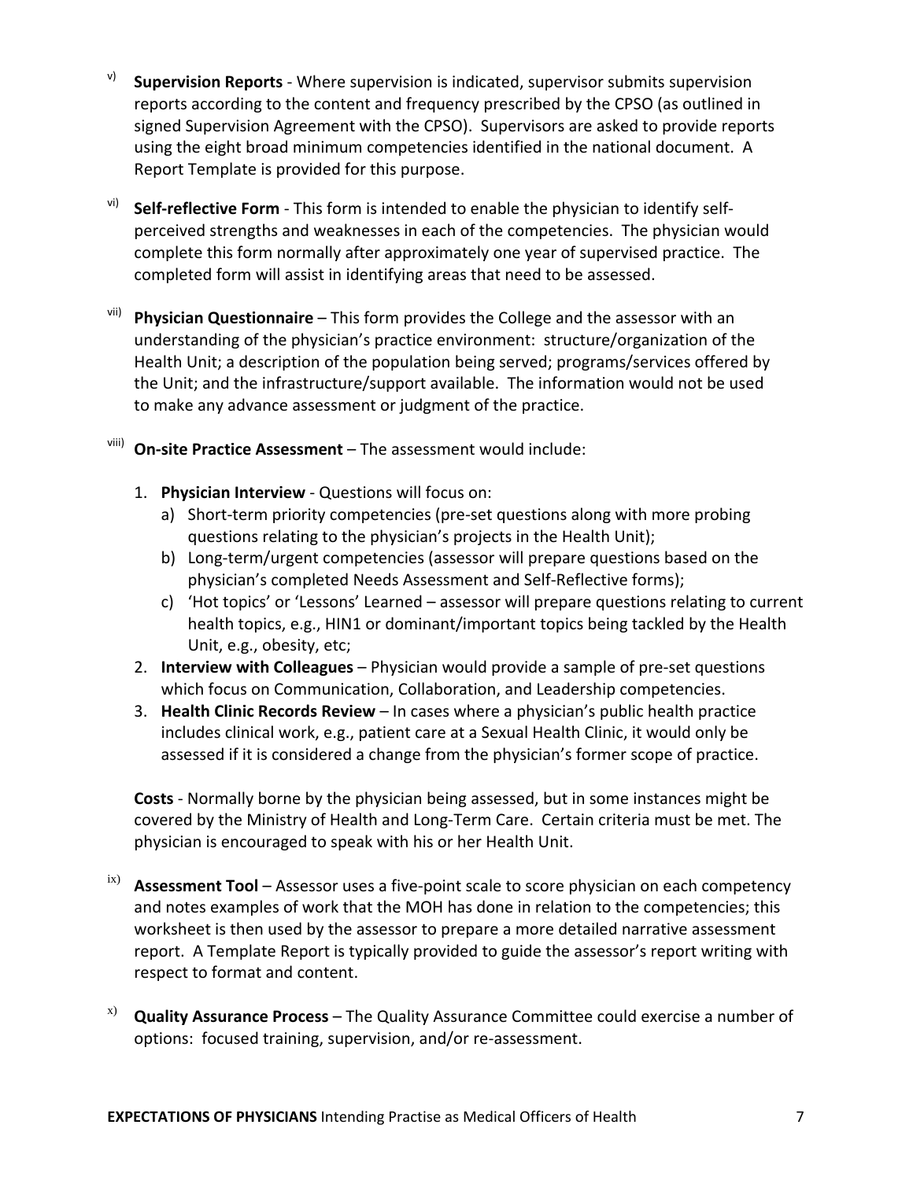v) **Supervision Reports** - Where supervision is indicated, supervisor submits supervision reports according to the content and frequency prescribed by the CPSO (as outlined in signed Supervision Agreement with the CPSO). Supervisors are asked to provide reports using the eight broad minimum competencies identified in the national document. A Report Template is provided for this purpose.

vi) **Self-reflective Form** - This form is intended to enable the physician to identify self-perceived strengths and weaknesses in each of the competencies. The physician would complete this form normally after approximately one year of supervised practice. The completed form will assist in identifying areas that need to be assessed.

vii) **Physician Questionnaire** – This form provides the College and the assessor with an understanding of the physician's practice environment: structure/organization of the Health Unit; a description of the population being served; programs/services offered by the Unit; and the infrastructure/support available. The information would not be used to make any advance assessment or judgment of the practice.

viii) **On-site Practice Assessment** – The assessment would include:

1. **Physician Interview** - Questions will focus on:
   a) Short-term priority competencies (pre-set questions along with more probing questions relating to the physician's projects in the Health Unit);
   b) Long-term/urgent competencies (assessor will prepare questions based on the physician's completed Needs Assessment and Self-Reflective forms);
   c) 'Hot topics' or 'Lessons' Learned – assessor will prepare questions relating to current health topics, e.g., HIN1 or dominant/important topics being tackled by the Health Unit, e.g., obesity, etc;
2. **Interview with Colleagues** – Physician would provide a sample of pre-set questions which focus on Communication, Collaboration, and Leadership competencies.
3. **Health Clinic Records Review** – In cases where a physician's public health practice includes clinical work, e.g., patient care at a Sexual Health Clinic, it would only be assessed if it is considered a change from the physician's former scope of practice.

**Costs** - Normally borne by the physician being assessed, but in some instances might be covered by the Ministry of Health and Long-Term Care. Certain criteria must be met. The physician is encouraged to speak with his or her Health Unit.

ix) **Assessment Tool** – Assessor uses a five-point scale to score physician on each competency and notes examples of work that the MOH has done in relation to the competencies; this worksheet is then used by the assessor to prepare a more detailed narrative assessment report. A Template Report is typically provided to guide the assessor's report writing with respect to format and content.

x) **Quality Assurance Process** – The Quality Assurance Committee could exercise a number of options: focused training, supervision, and/or re-assessment.